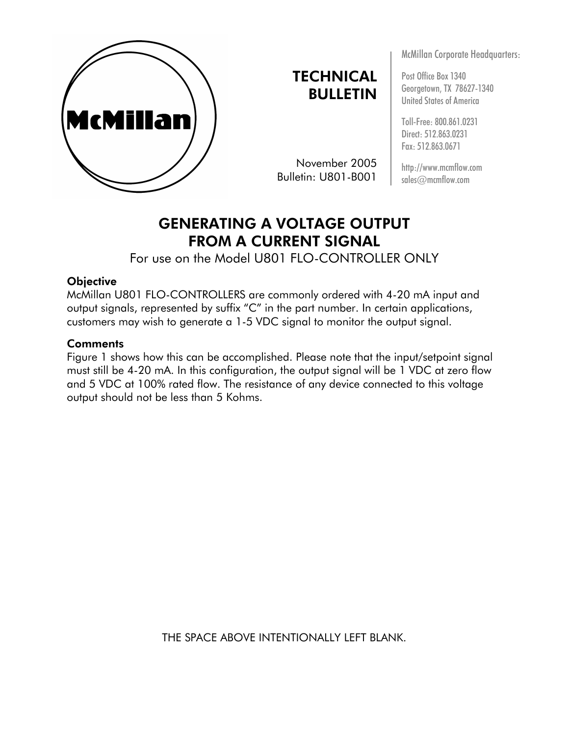McMillan

# TECHNICAL BULLETIN

November 2005
Bulletin: U801-B001

McMillan Corporate Headquarters:

Post Office Box 1340
Georgetown, TX 78627-1340
United States of America

Toll-Free: 800.861.0231
Direct: 512.863.0231
Fax: 512.863.0671

http://www.mcmflow.com
sales@mcmflow.com

## GENERATING A VOLTAGE OUTPUT FROM A CURRENT SIGNAL

For use on the Model U801 FLO-CONTROLLER ONLY

### Objective

McMillan U801 FLO-CONTROLLERS are commonly ordered with 4-20 mA input and output signals, represented by suffix "C" in the part number. In certain applications, customers may wish to generate a 1-5 VDC signal to monitor the output signal.

### Comments

Figure 1 shows how this can be accomplished. Please note that the input/setpoint signal must still be 4-20 mA. In this configuration, the output signal will be 1 VDC at zero flow and 5 VDC at 100% rated flow. The resistance of any device connected to this voltage output should not be less than 5 Kohms.

THE SPACE ABOVE INTENTIONALLY LEFT BLANK.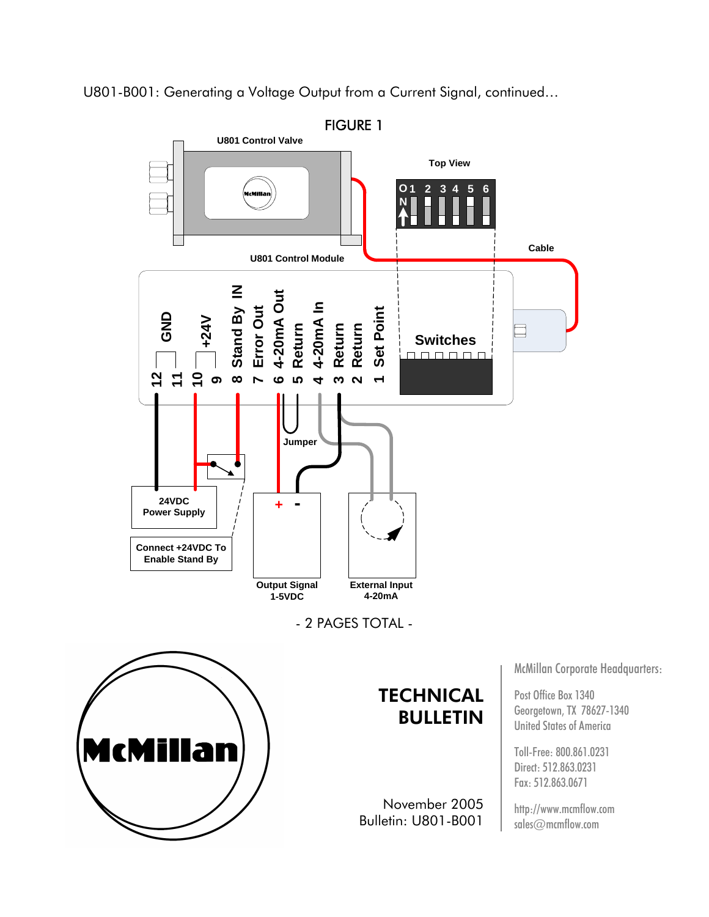U801-B001: Generating a Voltage Output from a Current Signal, continued…

FIGURE 1

U801 Control Valve

Top View

O N 1 2 3 4 5 6

Cable

U801 Control Module

12 GND
11
10 +24V
9
8 Stand By IN
7 Error Out
6 4-20mA Out
5 Return
4 4-20mA In
3 Return
2 Return
1 Set Point

Switches

Jumper

24VDC Power Supply

Connect +24VDC To Enable Stand By

Output Signal 1-5VDC

External Input 4-20mA

\- 2 PAGES TOTAL -

McMillan

# TECHNICAL BULLETIN

November 2005
Bulletin: U801-B001

McMillan Corporate Headquarters:

Post Office Box 1340
Georgetown, TX 78627-1340
United States of America

Toll-Free: 800.861.0231
Direct: 512.863.0231
Fax: 512.863.0671

http://www.mcmflow.com
sales@mcmflow.com